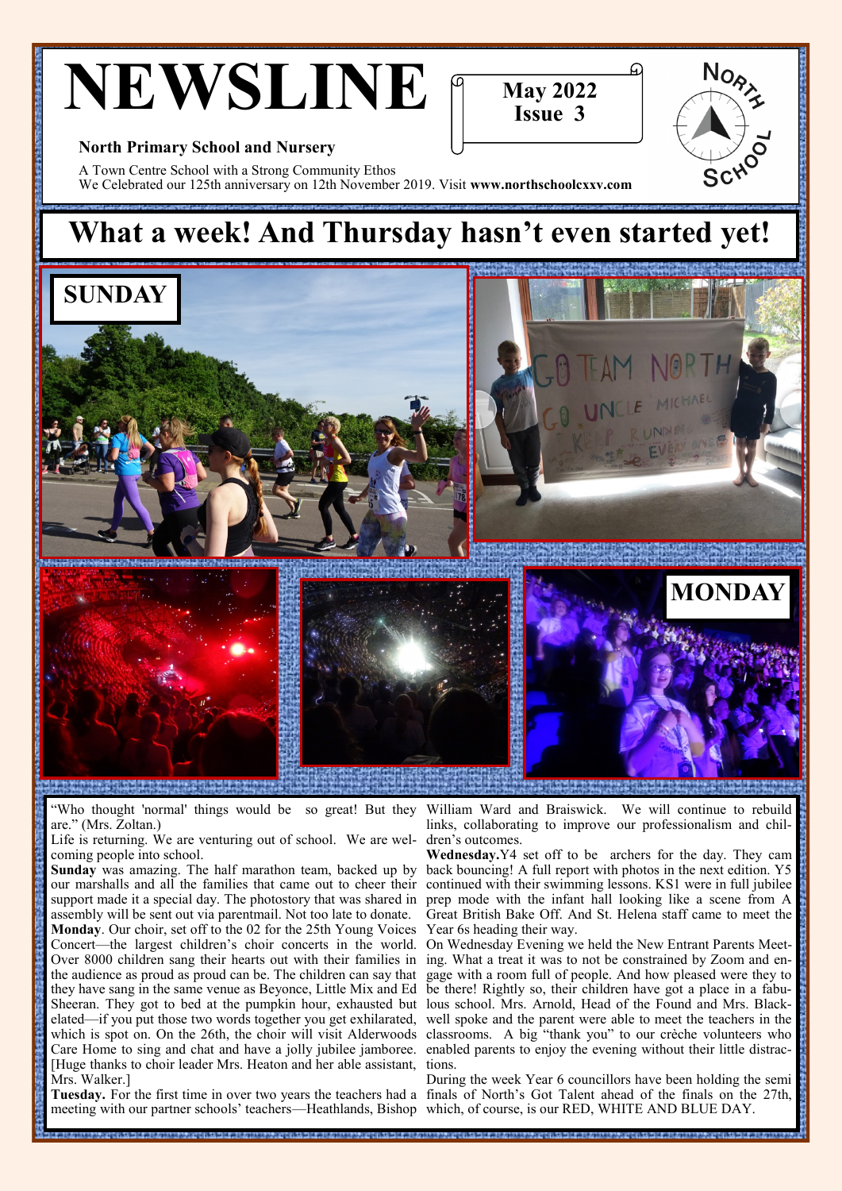# NEWSLINE

May 2022
Issue 3

**North Primary School and Nursery**

A Town Centre School with a Strong Community Ethos
We Celebrated our 125th anniversary on 12th November 2019. Visit **www.northschoolcxxv.com**

## What a week! And Thursday hasn't even started yet!

**SUNDAY**

**MONDAY**

"Who thought 'normal' things would be so great! But they are." (Mrs. Zoltan.)

Life is returning. We are venturing out of school. We are welcoming people into school.

**Sunday** was amazing. The half marathon team, backed up by our marshalls and all the families that came out to cheer their support made it a special day. The photostory that was shared in assembly will be sent out via parentmail. Not too late to donate.

**Monday**. Our choir, set off to the 02 for the 25th Young Voices Concert—the largest children's choir concerts in the world. Over 8000 children sang their hearts out with their families in the audience as proud as proud can be. The children can say that they have sang in the same venue as Beyonce, Little Mix and Ed Sheeran. They got to bed at the pumpkin hour, exhausted but elated—if you put those two words together you get exhilarated, which is spot on. On the 26th, the choir will visit Alderwoods Care Home to sing and chat and have a jolly jubilee jamboree. [Huge thanks to choir leader Mrs. Heaton and her able assistant, Mrs. Walker.]

**Tuesday.** For the first time in over two years the teachers had a meeting with our partner schools' teachers—Heathlands, Bishop William Ward and Braiswick. We will continue to rebuild links, collaborating to improve our professionalism and children's outcomes.

**Wednesday.** Y4 set off to be archers for the day. They cam back bouncing! A full report with photos in the next edition. Y5 continued with their swimming lessons. KS1 were in full jubilee prep mode with the infant hall looking like a scene from A Great British Bake Off. And St. Helena staff came to meet the Year 6s heading their way.

On Wednesday Evening we held the New Entrant Parents Meeting. What a treat it was to not be constrained by Zoom and engage with a room full of people. And how pleased were they to be there! Rightly so, their children have got a place in a fabulous school. Mrs. Arnold, Head of the Found and Mrs. Blackwell spoke and the parent were able to meet the teachers in the classrooms. A big "thank you" to our crèche volunteers who enabled parents to enjoy the evening without their little distractions.

During the week Year 6 councillors have been holding the semi finals of North's Got Talent ahead of the finals on the 27th, which, of course, is our RED, WHITE AND BLUE DAY.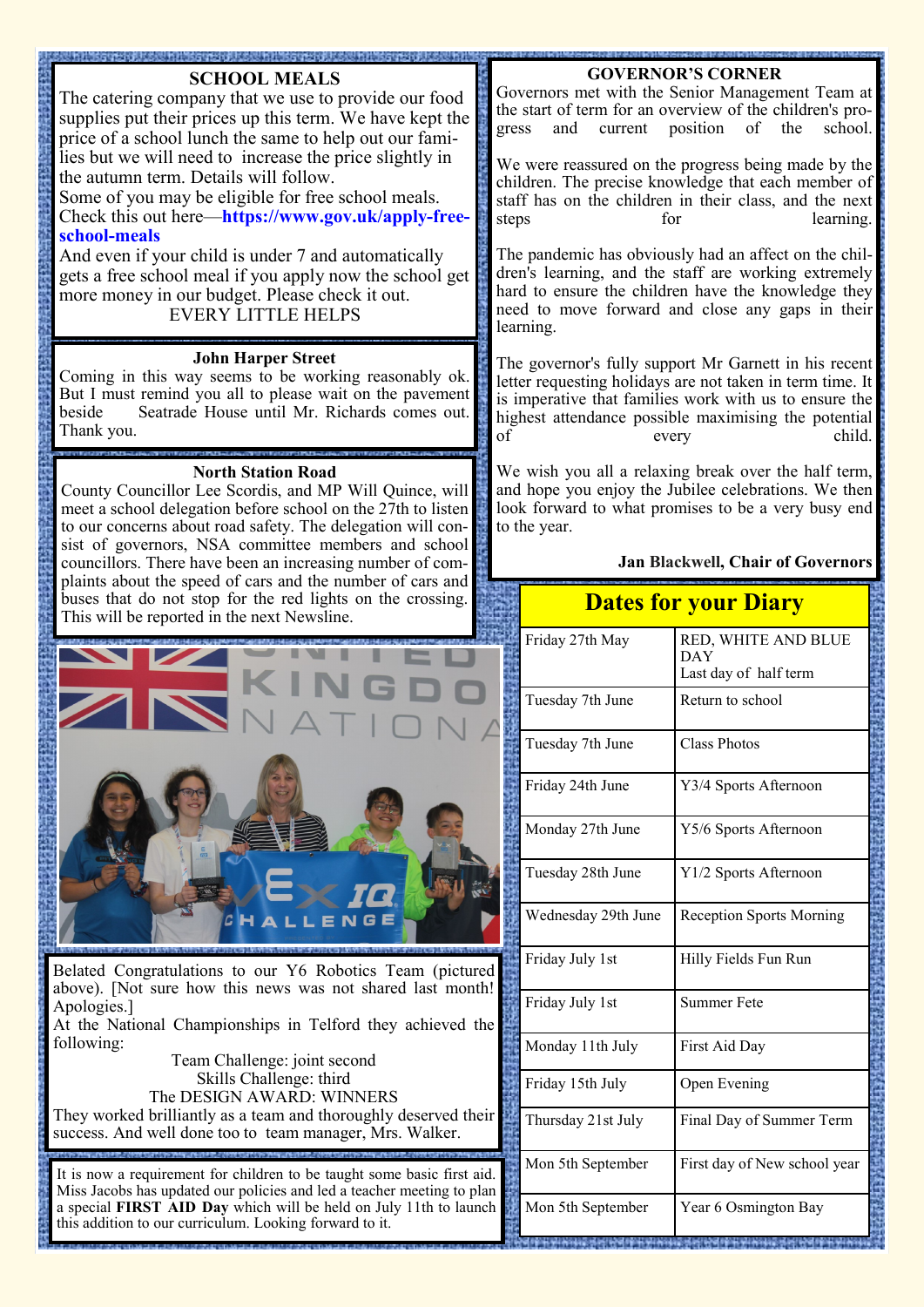## SCHOOL MEALS

The catering company that we use to provide our food supplies put their prices up this term. We have kept the price of a school lunch the same to help out our families but we will need to increase the price slightly in the autumn term. Details will follow.

Some of you may be eligible for free school meals. Check this out here—**https://www.gov.uk/apply-free-school-meals**

And even if your child is under 7 and automatically gets a free school meal if you apply now the school get more money in our budget. Please check it out.

EVERY LITTLE HELPS

### John Harper Street

Coming in this way seems to be working reasonably ok. But I must remind you all to please wait on the pavement beside Seatrade House until Mr. Richards comes out. Thank you.

### North Station Road

County Councillor Lee Scordis, and MP Will Quince, will meet a school delegation before school on the 27th to listen to our concerns about road safety. The delegation will consist of governors, NSA committee members and school councillors. There have been an increasing number of complaints about the speed of cars and the number of cars and buses that do not stop for the red lights on the crossing. This will be reported in the next Newsline.

Belated Congratulations to our Y6 Robotics Team (pictured above). [Not sure how this news was not shared last month! Apologies.]

At the National Championships in Telford they achieved the following:

Team Challenge: joint second
Skills Challenge: third
The DESIGN AWARD: WINNERS

They worked brilliantly as a team and thoroughly deserved their success. And well done too to team manager, Mrs. Walker.

It is now a requirement for children to be taught some basic first aid. Miss Jacobs has updated our policies and led a teacher meeting to plan a special **FIRST AID Day** which will be held on July 11th to launch this addition to our curriculum. Looking forward to it.

## GOVERNOR'S CORNER

Governors met with the Senior Management Team at the start of term for an overview of the children's progress and current position of the school.

We were reassured on the progress being made by the children. The precise knowledge that each member of staff has on the children in their class, and the next steps for learning.

The pandemic has obviously had an affect on the children's learning, and the staff are working extremely hard to ensure the children have the knowledge they need to move forward and close any gaps in their learning.

The governor's fully support Mr Garnett in his recent letter requesting holidays are not taken in term time. It is imperative that families work with us to ensure the highest attendance possible maximising the potential of every child.

We wish you all a relaxing break over the half term, and hope you enjoy the Jubilee celebrations. We then look forward to what promises to be a very busy end to the year.

**Jan Blackwell, Chair of Governors**

## Dates for your Diary

| | |
|---|---|
| Friday 27th May | RED, WHITE AND BLUE DAY<br>Last day of half term |
| Tuesday 7th June | Return to school |
| Tuesday 7th June | Class Photos |
| Friday 24th June | Y3/4 Sports Afternoon |
| Monday 27th June | Y5/6 Sports Afternoon |
| Tuesday 28th June | Y1/2 Sports Afternoon |
| Wednesday 29th June | Reception Sports Morning |
| Friday July 1st | Hilly Fields Fun Run |
| Friday July 1st | Summer Fete |
| Monday 11th July | First Aid Day |
| Friday 15th July | Open Evening |
| Thursday 21st July | Final Day of Summer Term |
| Mon 5th September | First day of New school year |
| Mon 5th September | Year 6 Osmington Bay |